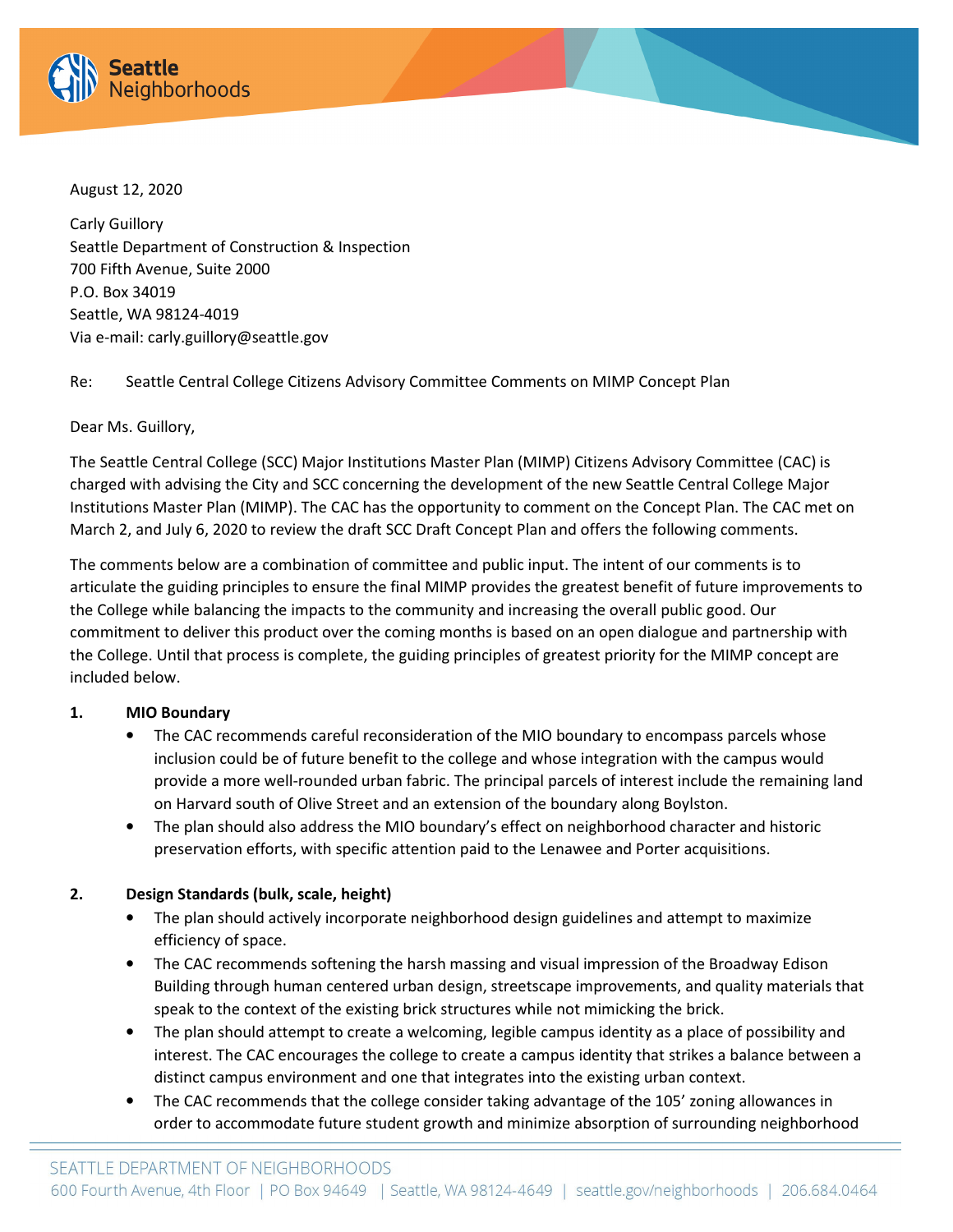August 12, 2020

Carly Guillory
Seattle Department of Construction & Inspection
700 Fifth Avenue, Suite 2000
P.O. Box 34019
Seattle, WA 98124-4019
Via e-mail: carly.guillory@seattle.gov

Re: Seattle Central College Citizens Advisory Committee Comments on MIMP Concept Plan

Dear Ms. Guillory,

The Seattle Central College (SCC) Major Institutions Master Plan (MIMP) Citizens Advisory Committee (CAC) is charged with advising the City and SCC concerning the development of the new Seattle Central College Major Institutions Master Plan (MIMP). The CAC has the opportunity to comment on the Concept Plan. The CAC met on March 2, and July 6, 2020 to review the draft SCC Draft Concept Plan and offers the following comments.

The comments below are a combination of committee and public input. The intent of our comments is to articulate the guiding principles to ensure the final MIMP provides the greatest benefit of future improvements to the College while balancing the impacts to the community and increasing the overall public good. Our commitment to deliver this product over the coming months is based on an open dialogue and partnership with the College. Until that process is complete, the guiding principles of greatest priority for the MIMP concept are included below.

**1. MIO Boundary**

- The CAC recommends careful reconsideration of the MIO boundary to encompass parcels whose inclusion could be of future benefit to the college and whose integration with the campus would provide a more well-rounded urban fabric. The principal parcels of interest include the remaining land on Harvard south of Olive Street and an extension of the boundary along Boylston.
- The plan should also address the MIO boundary's effect on neighborhood character and historic preservation efforts, with specific attention paid to the Lenawee and Porter acquisitions.

**2. Design Standards (bulk, scale, height)**

- The plan should actively incorporate neighborhood design guidelines and attempt to maximize efficiency of space.
- The CAC recommends softening the harsh massing and visual impression of the Broadway Edison Building through human centered urban design, streetscape improvements, and quality materials that speak to the context of the existing brick structures while not mimicking the brick.
- The plan should attempt to create a welcoming, legible campus identity as a place of possibility and interest. The CAC encourages the college to create a campus identity that strikes a balance between a distinct campus environment and one that integrates into the existing urban context.
- The CAC recommends that the college consider taking advantage of the 105' zoning allowances in order to accommodate future student growth and minimize absorption of surrounding neighborhood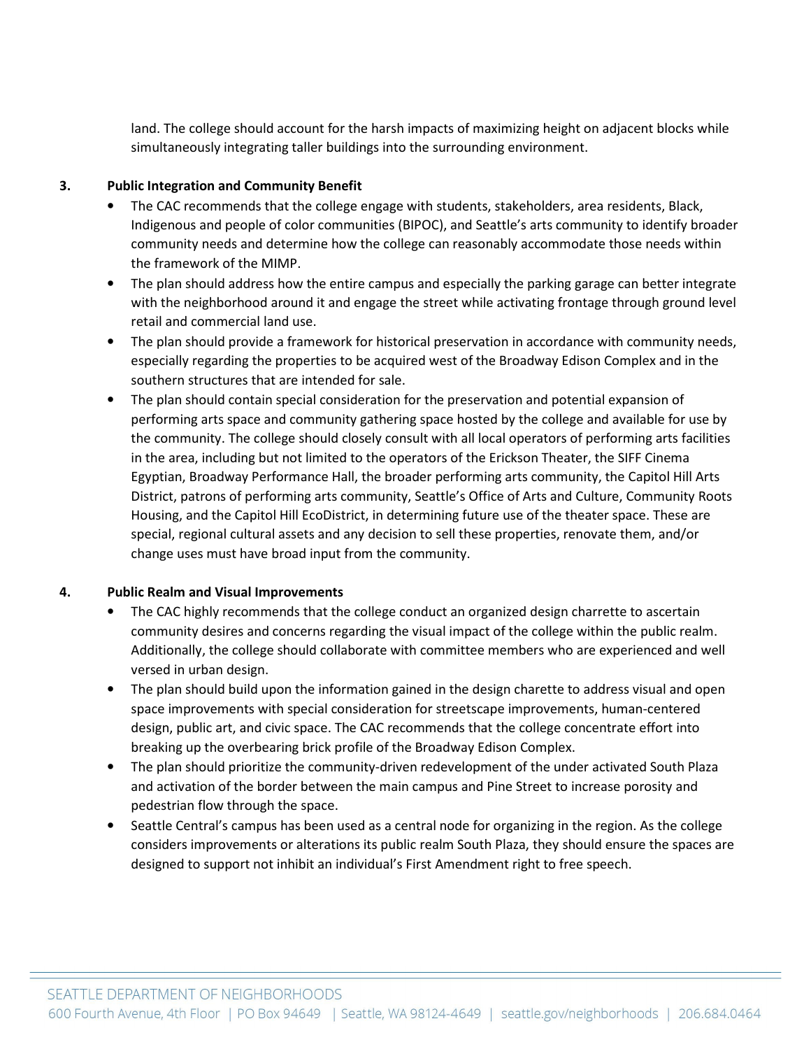land. The college should account for the harsh impacts of maximizing height on adjacent blocks while simultaneously integrating taller buildings into the surrounding environment.

3. **Public Integration and Community Benefit**
   - The CAC recommends that the college engage with students, stakeholders, area residents, Black, Indigenous and people of color communities (BIPOC), and Seattle's arts community to identify broader community needs and determine how the college can reasonably accommodate those needs within the framework of the MIMP.
   - The plan should address how the entire campus and especially the parking garage can better integrate with the neighborhood around it and engage the street while activating frontage through ground level retail and commercial land use.
   - The plan should provide a framework for historical preservation in accordance with community needs, especially regarding the properties to be acquired west of the Broadway Edison Complex and in the southern structures that are intended for sale.
   - The plan should contain special consideration for the preservation and potential expansion of performing arts space and community gathering space hosted by the college and available for use by the community. The college should closely consult with all local operators of performing arts facilities in the area, including but not limited to the operators of the Erickson Theater, the SIFF Cinema Egyptian, Broadway Performance Hall, the broader performing arts community, the Capitol Hill Arts District, patrons of performing arts community, Seattle's Office of Arts and Culture, Community Roots Housing, and the Capitol Hill EcoDistrict, in determining future use of the theater space. These are special, regional cultural assets and any decision to sell these properties, renovate them, and/or change uses must have broad input from the community.

4. **Public Realm and Visual Improvements**
   - The CAC highly recommends that the college conduct an organized design charrette to ascertain community desires and concerns regarding the visual impact of the college within the public realm. Additionally, the college should collaborate with committee members who are experienced and well versed in urban design.
   - The plan should build upon the information gained in the design charette to address visual and open space improvements with special consideration for streetscape improvements, human-centered design, public art, and civic space. The CAC recommends that the college concentrate effort into breaking up the overbearing brick profile of the Broadway Edison Complex.
   - The plan should prioritize the community-driven redevelopment of the under activated South Plaza and activation of the border between the main campus and Pine Street to increase porosity and pedestrian flow through the space.
   - Seattle Central's campus has been used as a central node for organizing in the region. As the college considers improvements or alterations its public realm South Plaza, they should ensure the spaces are designed to support not inhibit an individual's First Amendment right to free speech.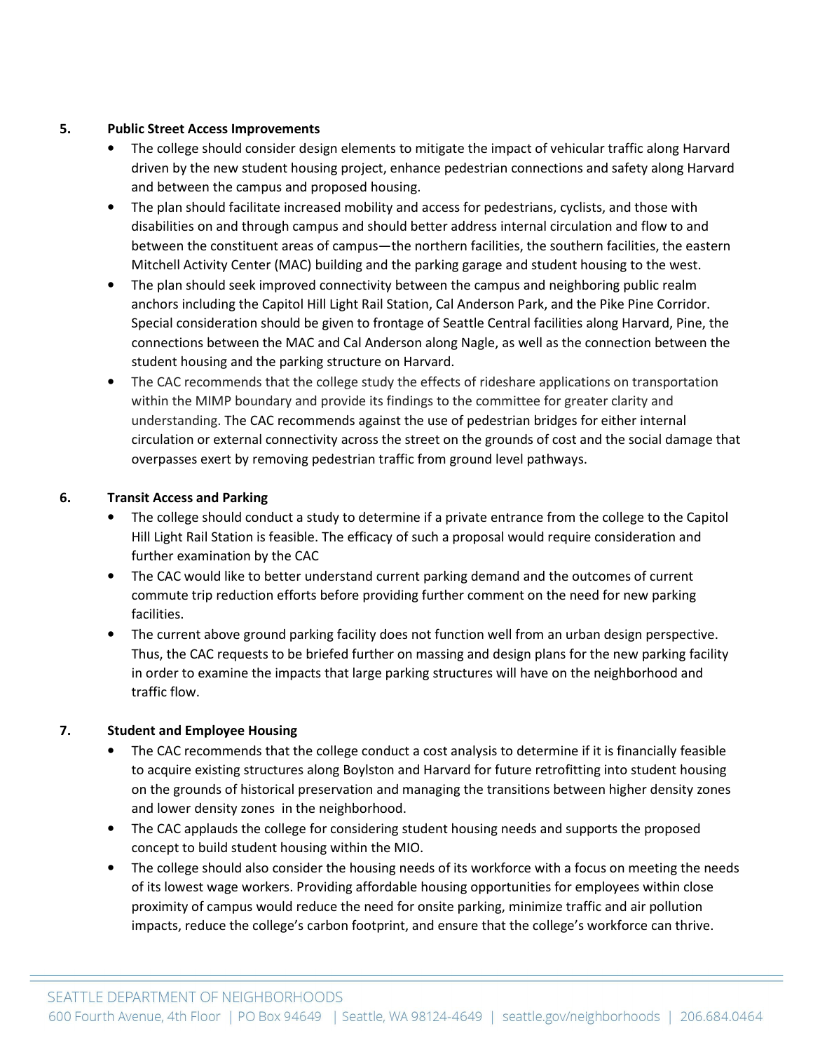5. **Public Street Access Improvements**

   - The college should consider design elements to mitigate the impact of vehicular traffic along Harvard driven by the new student housing project, enhance pedestrian connections and safety along Harvard and between the campus and proposed housing.
   - The plan should facilitate increased mobility and access for pedestrians, cyclists, and those with disabilities on and through campus and should better address internal circulation and flow to and between the constituent areas of campus—the northern facilities, the southern facilities, the eastern Mitchell Activity Center (MAC) building and the parking garage and student housing to the west.
   - The plan should seek improved connectivity between the campus and neighboring public realm anchors including the Capitol Hill Light Rail Station, Cal Anderson Park, and the Pike Pine Corridor. Special consideration should be given to frontage of Seattle Central facilities along Harvard, Pine, the connections between the MAC and Cal Anderson along Nagle, as well as the connection between the student housing and the parking structure on Harvard.
   - The CAC recommends that the college study the effects of rideshare applications on transportation within the MIMP boundary and provide its findings to the committee for greater clarity and understanding. The CAC recommends against the use of pedestrian bridges for either internal circulation or external connectivity across the street on the grounds of cost and the social damage that overpasses exert by removing pedestrian traffic from ground level pathways.

6. **Transit Access and Parking**

   - The college should conduct a study to determine if a private entrance from the college to the Capitol Hill Light Rail Station is feasible. The efficacy of such a proposal would require consideration and further examination by the CAC
   - The CAC would like to better understand current parking demand and the outcomes of current commute trip reduction efforts before providing further comment on the need for new parking facilities.
   - The current above ground parking facility does not function well from an urban design perspective. Thus, the CAC requests to be briefed further on massing and design plans for the new parking facility in order to examine the impacts that large parking structures will have on the neighborhood and traffic flow.

7. **Student and Employee Housing**

   - The CAC recommends that the college conduct a cost analysis to determine if it is financially feasible to acquire existing structures along Boylston and Harvard for future retrofitting into student housing on the grounds of historical preservation and managing the transitions between higher density zones and lower density zones in the neighborhood.
   - The CAC applauds the college for considering student housing needs and supports the proposed concept to build student housing within the MIO.
   - The college should also consider the housing needs of its workforce with a focus on meeting the needs of its lowest wage workers. Providing affordable housing opportunities for employees within close proximity of campus would reduce the need for onsite parking, minimize traffic and air pollution impacts, reduce the college's carbon footprint, and ensure that the college's workforce can thrive.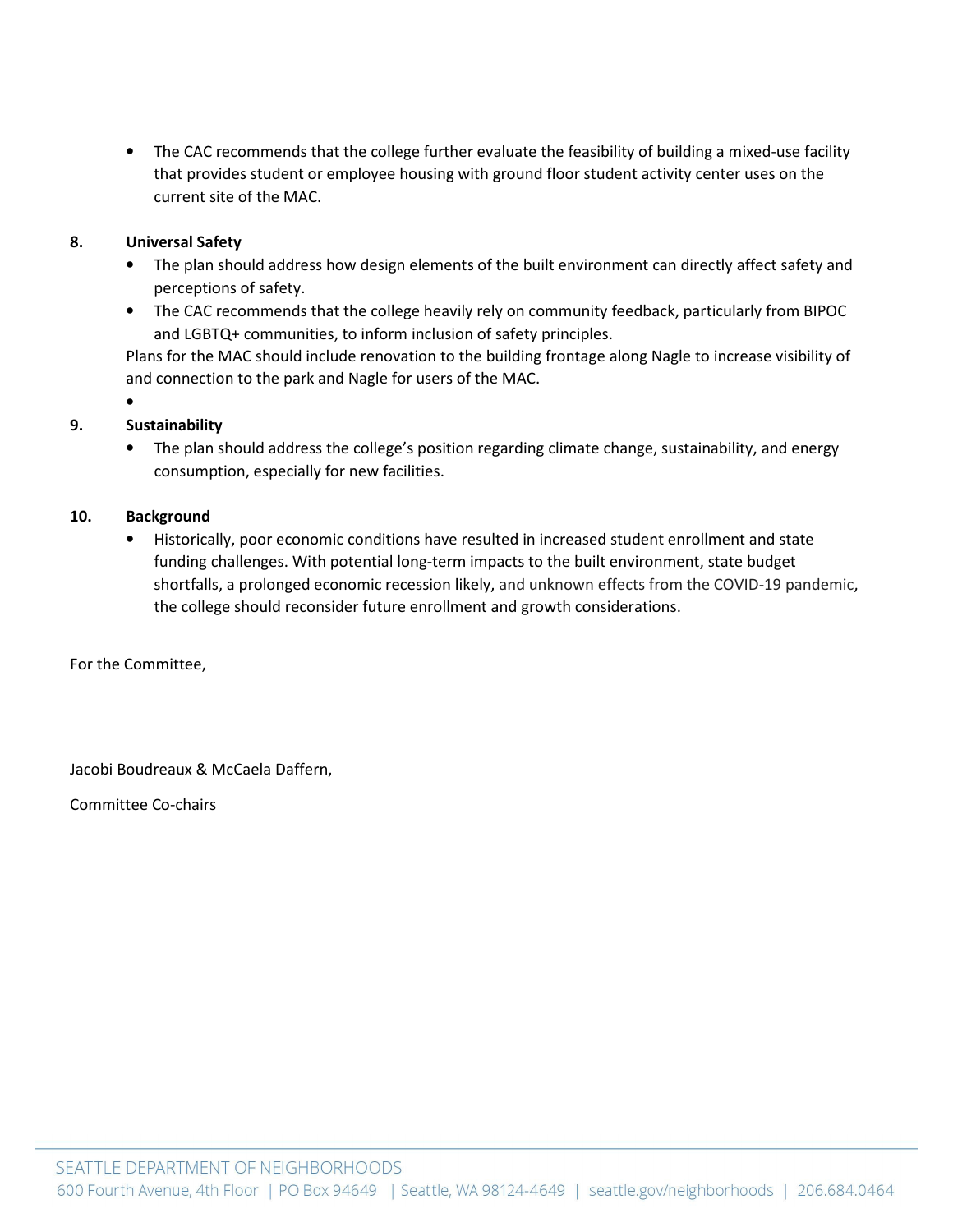- The CAC recommends that the college further evaluate the feasibility of building a mixed-use facility that provides student or employee housing with ground floor student activity center uses on the current site of the MAC.

**8. Universal Safety**

- The plan should address how design elements of the built environment can directly affect safety and perceptions of safety.
- The CAC recommends that the college heavily rely on community feedback, particularly from BIPOC and LGBTQ+ communities, to inform inclusion of safety principles.

Plans for the MAC should include renovation to the building frontage along Nagle to increase visibility of and connection to the park and Nagle for users of the MAC.

- 

**9. Sustainability**

- The plan should address the college's position regarding climate change, sustainability, and energy consumption, especially for new facilities.

**10. Background**

- Historically, poor economic conditions have resulted in increased student enrollment and state funding challenges. With potential long-term impacts to the built environment, state budget shortfalls, a prolonged economic recession likely, and unknown effects from the COVID-19 pandemic, the college should reconsider future enrollment and growth considerations.

For the Committee,

Jacobi Boudreaux & McCaela Daffern,

Committee Co-chairs

SEATTLE DEPARTMENT OF NEIGHBORHOODS
600 Fourth Avenue, 4th Floor | PO Box 94649 | Seattle, WA 98124-4649 | seattle.gov/neighborhoods | 206.684.0464